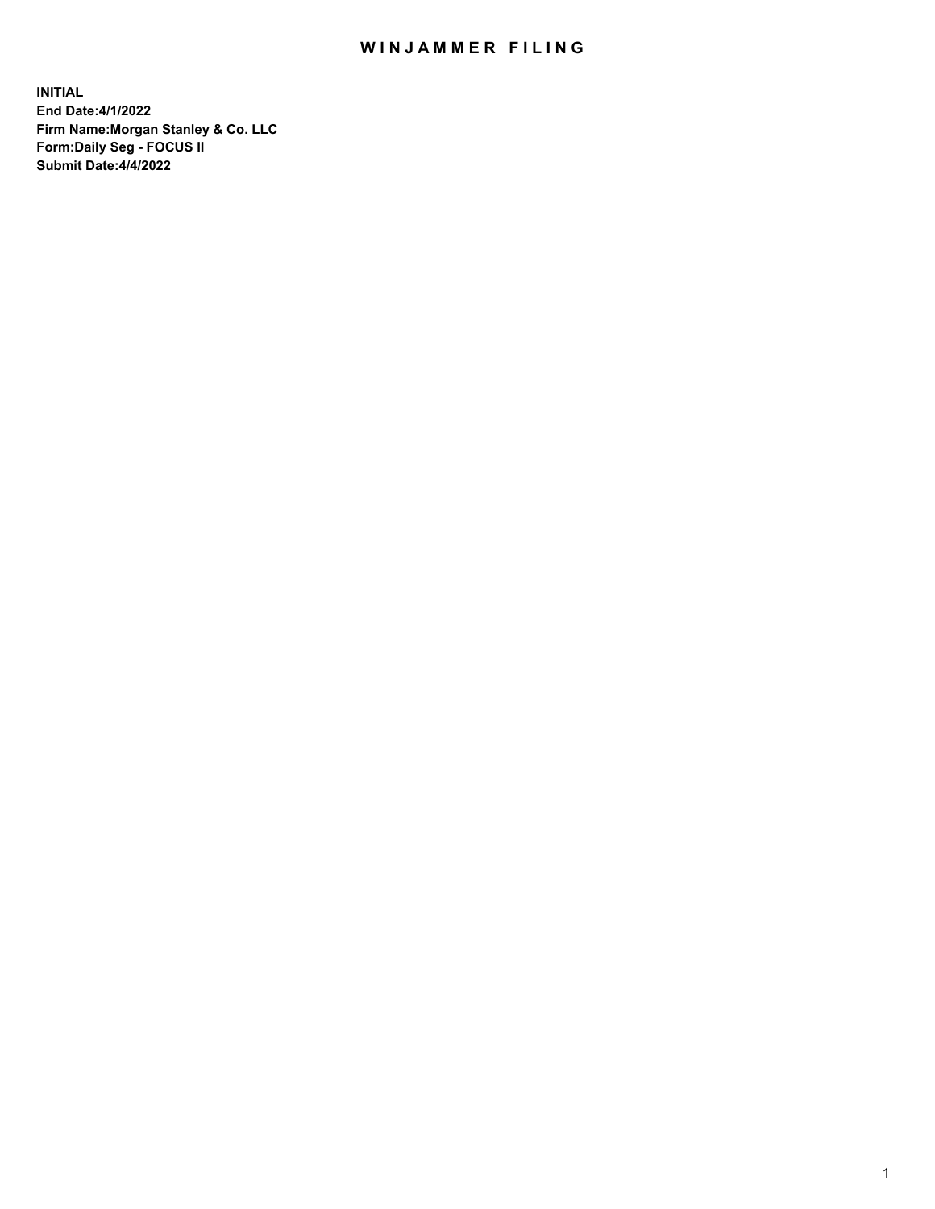# WINJAMMER FILING

**INITIAL**
**End Date:4/1/2022**
**Firm Name:Morgan Stanley & Co. LLC**
**Form:Daily Seg - FOCUS II**
**Submit Date:4/4/2022**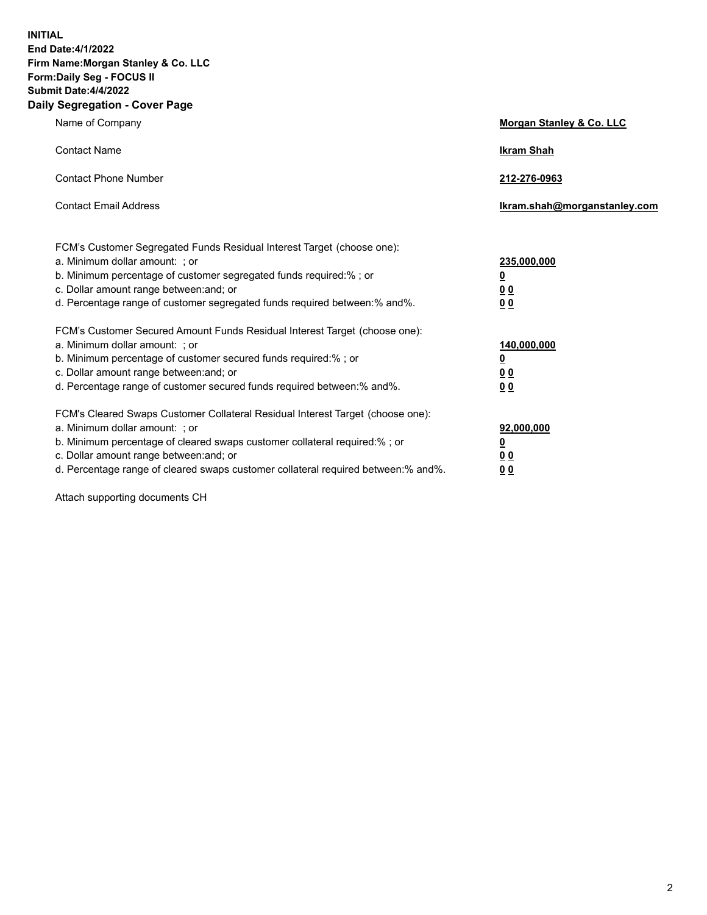**INITIAL**
**End Date:4/1/2022**
**Firm Name:Morgan Stanley & Co. LLC**
**Form:Daily Seg - FOCUS II**
**Submit Date:4/4/2022**

## Daily Segregation - Cover Page

| | |
|---|---|
| Name of Company | **Morgan Stanley & Co. LLC** |
| Contact Name | **Ikram Shah** |
| Contact Phone Number | **212-276-0963** |
| Contact Email Address | **Ikram.shah@morganstanley.com** |

| | |
|---|---|
| FCM's Customer Segregated Funds Residual Interest Target (choose one): | |
| a. Minimum dollar amount: ; or | **235,000,000** |
| b. Minimum percentage of customer segregated funds required:% ; or | **0** |
| c. Dollar amount range between:and; or | **0 0** |
| d. Percentage range of customer segregated funds required between:% and%. | **0 0** |
| FCM's Customer Secured Amount Funds Residual Interest Target (choose one): | |
| a. Minimum dollar amount: ; or | **140,000,000** |
| b. Minimum percentage of customer secured funds required:% ; or | **0** |
| c. Dollar amount range between:and; or | **0 0** |
| d. Percentage range of customer secured funds required between:% and%. | **0 0** |
| FCM's Cleared Swaps Customer Collateral Residual Interest Target (choose one): | |
| a. Minimum dollar amount: ; or | **92,000,000** |
| b. Minimum percentage of cleared swaps customer collateral required:% ; or | **0** |
| c. Dollar amount range between:and; or | **0 0** |
| d. Percentage range of cleared swaps customer collateral required between:% and%. | **0 0** |

Attach supporting documents CH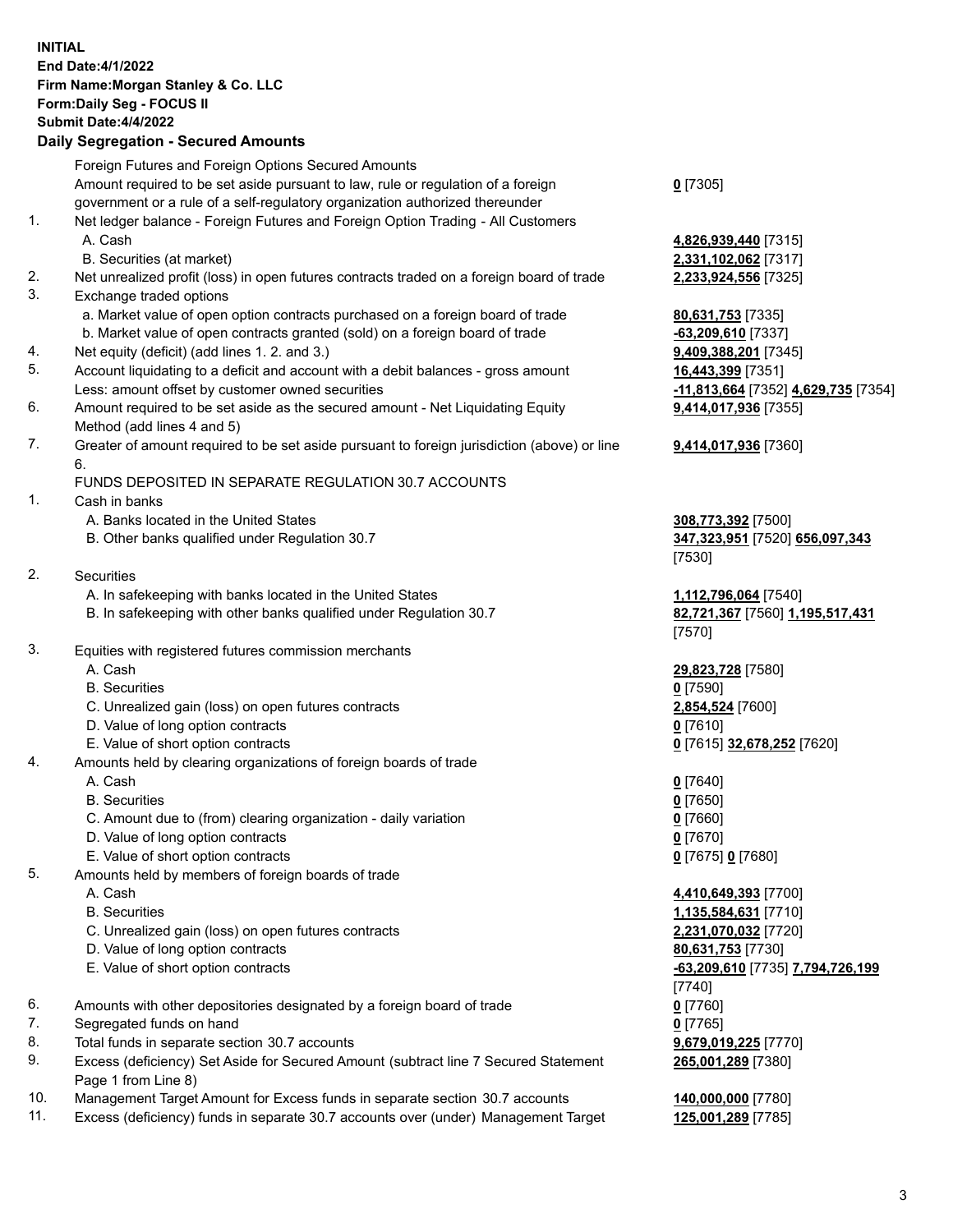**INITIAL**
**End Date:4/1/2022**
**Firm Name:Morgan Stanley & Co. LLC**
**Form:Daily Seg - FOCUS II**
**Submit Date:4/4/2022**

## Daily Segregation - Secured Amounts

| | | |
|---|---|---|
| | Foreign Futures and Foreign Options Secured Amounts | |
| | Amount required to be set aside pursuant to law, rule or regulation of a foreign government or a rule of a self-regulatory organization authorized thereunder | **0** [7305] |
| 1. | Net ledger balance - Foreign Futures and Foreign Option Trading - All Customers | |
| | A. Cash | **4,826,939,440** [7315] |
| | B. Securities (at market) | **2,331,102,062** [7317] |
| 2. | Net unrealized profit (loss) in open futures contracts traded on a foreign board of trade | **2,233,924,556** [7325] |
| 3. | Exchange traded options | |
| | a. Market value of open option contracts purchased on a foreign board of trade | **80,631,753** [7335] |
| | b. Market value of open contracts granted (sold) on a foreign board of trade | **-63,209,610** [7337] |
| 4. | Net equity (deficit) (add lines 1. 2. and 3.) | **9,409,388,201** [7345] |
| 5. | Account liquidating to a deficit and account with a debit balances - gross amount | **16,443,399** [7351] |
| | Less: amount offset by customer owned securities | **-11,813,664** [7352] **4,629,735** [7354] |
| 6. | Amount required to be set aside as the secured amount - Net Liquidating Equity Method (add lines 4 and 5) | **9,414,017,936** [7355] |
| 7. | Greater of amount required to be set aside pursuant to foreign jurisdiction (above) or line 6. | **9,414,017,936** [7360] |
| | FUNDS DEPOSITED IN SEPARATE REGULATION 30.7 ACCOUNTS | |
| 1. | Cash in banks | |
| | A. Banks located in the United States | **308,773,392** [7500] |
| | B. Other banks qualified under Regulation 30.7 | **347,323,951** [7520] **656,097,343** [7530] |
| 2. | Securities | |
| | A. In safekeeping with banks located in the United States | **1,112,796,064** [7540] |
| | B. In safekeeping with other banks qualified under Regulation 30.7 | **82,721,367** [7560] **1,195,517,431** [7570] |
| 3. | Equities with registered futures commission merchants | |
| | A. Cash | **29,823,728** [7580] |
| | B. Securities | **0** [7590] |
| | C. Unrealized gain (loss) on open futures contracts | **2,854,524** [7600] |
| | D. Value of long option contracts | **0** [7610] |
| | E. Value of short option contracts | **0** [7615] **32,678,252** [7620] |
| 4. | Amounts held by clearing organizations of foreign boards of trade | |
| | A. Cash | **0** [7640] |
| | B. Securities | **0** [7650] |
| | C. Amount due to (from) clearing organization - daily variation | **0** [7660] |
| | D. Value of long option contracts | **0** [7670] |
| | E. Value of short option contracts | **0** [7675] **0** [7680] |
| 5. | Amounts held by members of foreign boards of trade | |
| | A. Cash | **4,410,649,393** [7700] |
| | B. Securities | **1,135,584,631** [7710] |
| | C. Unrealized gain (loss) on open futures contracts | **2,231,070,032** [7720] |
| | D. Value of long option contracts | **80,631,753** [7730] |
| | E. Value of short option contracts | **-63,209,610** [7735] **7,794,726,199** [7740] |
| 6. | Amounts with other depositories designated by a foreign board of trade | **0** [7760] |
| 7. | Segregated funds on hand | **0** [7765] |
| 8. | Total funds in separate section 30.7 accounts | **9,679,019,225** [7770] |
| 9. | Excess (deficiency) Set Aside for Secured Amount (subtract line 7 Secured Statement Page 1 from Line 8) | **265,001,289** [7380] |
| 10. | Management Target Amount for Excess funds in separate section 30.7 accounts | **140,000,000** [7780] |
| 11. | Excess (deficiency) funds in separate 30.7 accounts over (under) Management Target | **125,001,289** [7785] |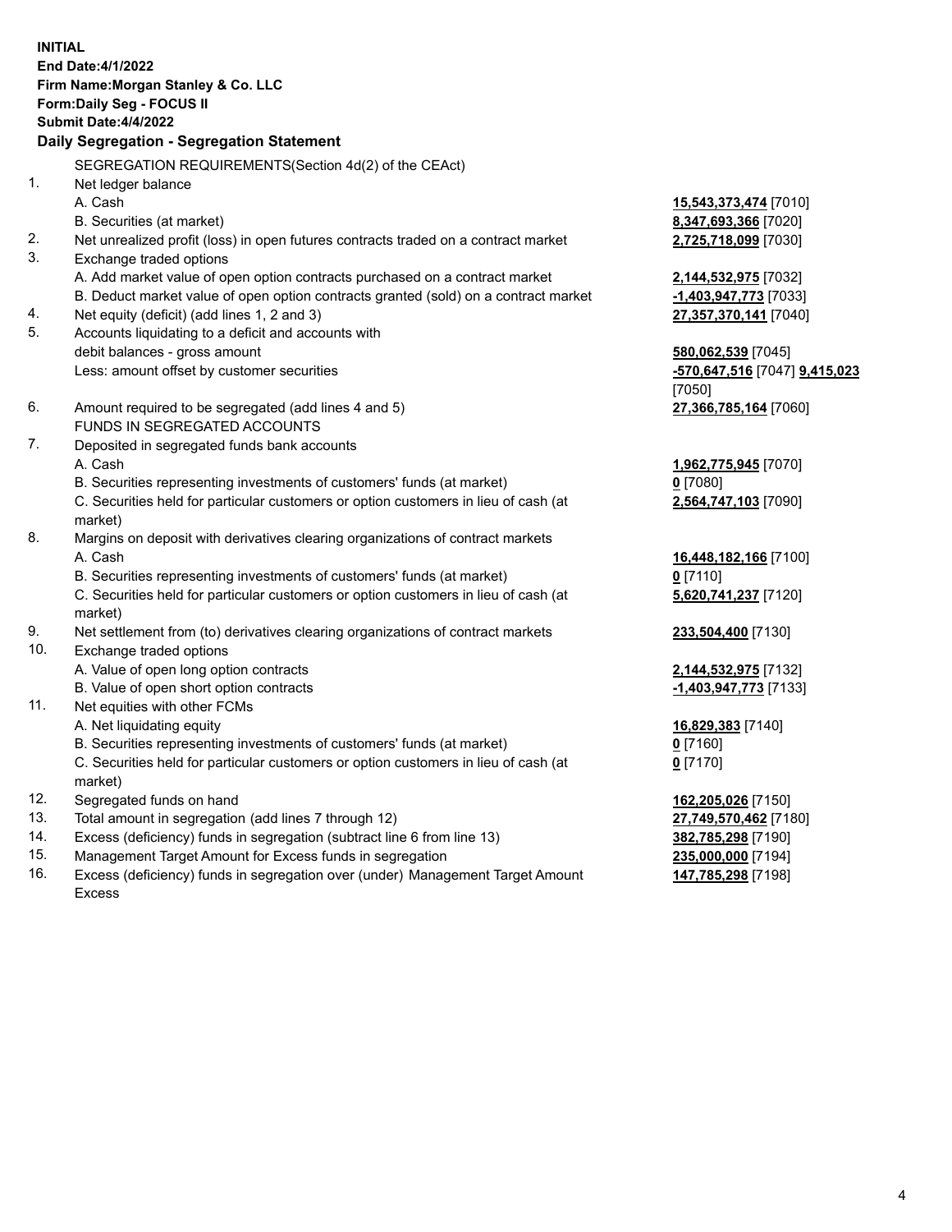**INITIAL**
**End Date:4/1/2022**
**Firm Name:Morgan Stanley & Co. LLC**
**Form:Daily Seg - FOCUS II**
**Submit Date:4/4/2022**

**Daily Segregation - Segregation Statement**

SEGREGATION REQUIREMENTS(Section 4d(2) of the CEAct)

| | | |
|---|---|---|
| 1. | Net ledger balance | |
| | A. Cash | **15,543,373,474** [7010] |
| | B. Securities (at market) | **8,347,693,366** [7020] |
| 2. | Net unrealized profit (loss) in open futures contracts traded on a contract market | **2,725,718,099** [7030] |
| 3. | Exchange traded options | |
| | A. Add market value of open option contracts purchased on a contract market | **2,144,532,975** [7032] |
| | B. Deduct market value of open option contracts granted (sold) on a contract market | **-1,403,947,773** [7033] |
| 4. | Net equity (deficit) (add lines 1, 2 and 3) | **27,357,370,141** [7040] |
| 5. | Accounts liquidating to a deficit and accounts with debit balances - gross amount | **580,062,539** [7045] |
| | Less: amount offset by customer securities | **-570,647,516** [7047] **9,415,023** [7050] |
| 6. | Amount required to be segregated (add lines 4 and 5) | **27,366,785,164** [7060] |
| | FUNDS IN SEGREGATED ACCOUNTS | |
| 7. | Deposited in segregated funds bank accounts | |
| | A. Cash | **1,962,775,945** [7070] |
| | B. Securities representing investments of customers' funds (at market) | **0** [7080] |
| | C. Securities held for particular customers or option customers in lieu of cash (at market) | **2,564,747,103** [7090] |
| 8. | Margins on deposit with derivatives clearing organizations of contract markets | |
| | A. Cash | **16,448,182,166** [7100] |
| | B. Securities representing investments of customers' funds (at market) | **0** [7110] |
| | C. Securities held for particular customers or option customers in lieu of cash (at market) | **5,620,741,237** [7120] |
| 9. | Net settlement from (to) derivatives clearing organizations of contract markets | **233,504,400** [7130] |
| 10. | Exchange traded options | |
| | A. Value of open long option contracts | **2,144,532,975** [7132] |
| | B. Value of open short option contracts | **-1,403,947,773** [7133] |
| 11. | Net equities with other FCMs | |
| | A. Net liquidating equity | **16,829,383** [7140] |
| | B. Securities representing investments of customers' funds (at market) | **0** [7160] |
| | C. Securities held for particular customers or option customers in lieu of cash (at market) | **0** [7170] |
| 12. | Segregated funds on hand | **162,205,026** [7150] |
| 13. | Total amount in segregation (add lines 7 through 12) | **27,749,570,462** [7180] |
| 14. | Excess (deficiency) funds in segregation (subtract line 6 from line 13) | **382,785,298** [7190] |
| 15. | Management Target Amount for Excess funds in segregation | **235,000,000** [7194] |
| 16. | Excess (deficiency) funds in segregation over (under) Management Target Amount Excess | **147,785,298** [7198] |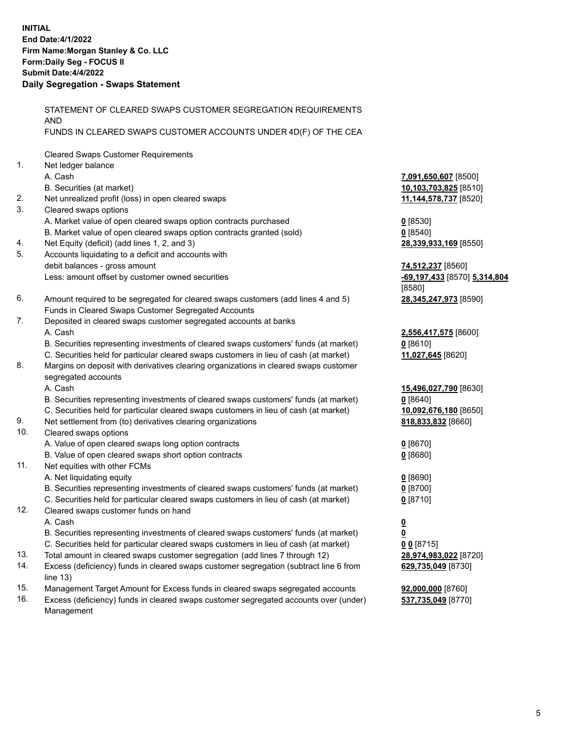**INITIAL**
**End Date:4/1/2022**
**Firm Name:Morgan Stanley & Co. LLC**
**Form:Daily Seg - FOCUS II**
**Submit Date:4/4/2022**
**Daily Segregation - Swaps Statement**

STATEMENT OF CLEARED SWAPS CUSTOMER SEGREGATION REQUIREMENTS AND FUNDS IN CLEARED SWAPS CUSTOMER ACCOUNTS UNDER 4D(F) OF THE CEA

| | | |
|---|---|---|
| | Cleared Swaps Customer Requirements | |
| 1. | Net ledger balance | |
| | A. Cash | **7,091,650,607** [8500] |
| | B. Securities (at market) | **10,103,703,825** [8510] |
| 2. | Net unrealized profit (loss) in open cleared swaps | **11,144,578,737** [8520] |
| 3. | Cleared swaps options | |
| | A. Market value of open cleared swaps option contracts purchased | **0** [8530] |
| | B. Market value of open cleared swaps option contracts granted (sold) | **0** [8540] |
| 4. | Net Equity (deficit) (add lines 1, 2, and 3) | **28,339,933,169** [8550] |
| 5. | Accounts liquidating to a deficit and accounts with debit balances - gross amount | **74,512,237** [8560] |
| | Less: amount offset by customer owned securities | **-69,197,433** [8570] **5,314,804** [8580] |
| 6. | Amount required to be segregated for cleared swaps customers (add lines 4 and 5) | **28,345,247,973** [8590] |
| | Funds in Cleared Swaps Customer Segregated Accounts | |
| 7. | Deposited in cleared swaps customer segregated accounts at banks | |
| | A. Cash | **2,556,417,575** [8600] |
| | B. Securities representing investments of cleared swaps customers' funds (at market) | **0** [8610] |
| | C. Securities held for particular cleared swaps customers in lieu of cash (at market) | **11,027,645** [8620] |
| 8. | Margins on deposit with derivatives clearing organizations in cleared swaps customer segregated accounts | |
| | A. Cash | **15,496,027,790** [8630] |
| | B. Securities representing investments of cleared swaps customers' funds (at market) | **0** [8640] |
| | C. Securities held for particular cleared swaps customers in lieu of cash (at market) | **10,092,676,180** [8650] |
| 9. | Net settlement from (to) derivatives clearing organizations | **818,833,832** [8660] |
| 10. | Cleared swaps options | |
| | A. Value of open cleared swaps long option contracts | **0** [8670] |
| | B. Value of open cleared swaps short option contracts | **0** [8680] |
| 11. | Net equities with other FCMs | |
| | A. Net liquidating equity | **0** [8690] |
| | B. Securities representing investments of cleared swaps customers' funds (at market) | **0** [8700] |
| | C. Securities held for particular cleared swaps customers in lieu of cash (at market) | **0** [8710] |
| 12. | Cleared swaps customer funds on hand | |
| | A. Cash | **0** |
| | B. Securities representing investments of cleared swaps customers' funds (at market) | **0** |
| | C. Securities held for particular cleared swaps customers in lieu of cash (at market) | **0** **0** [8715] |
| 13. | Total amount in cleared swaps customer segregation (add lines 7 through 12) | **28,974,983,022** [8720] |
| 14. | Excess (deficiency) funds in cleared swaps customer segregation (subtract line 6 from line 13) | **629,735,049** [8730] |
| 15. | Management Target Amount for Excess funds in cleared swaps segregated accounts | **92,000,000** [8760] |
| 16. | Excess (deficiency) funds in cleared swaps customer segregated accounts over (under) Management | **537,735,049** [8770] |